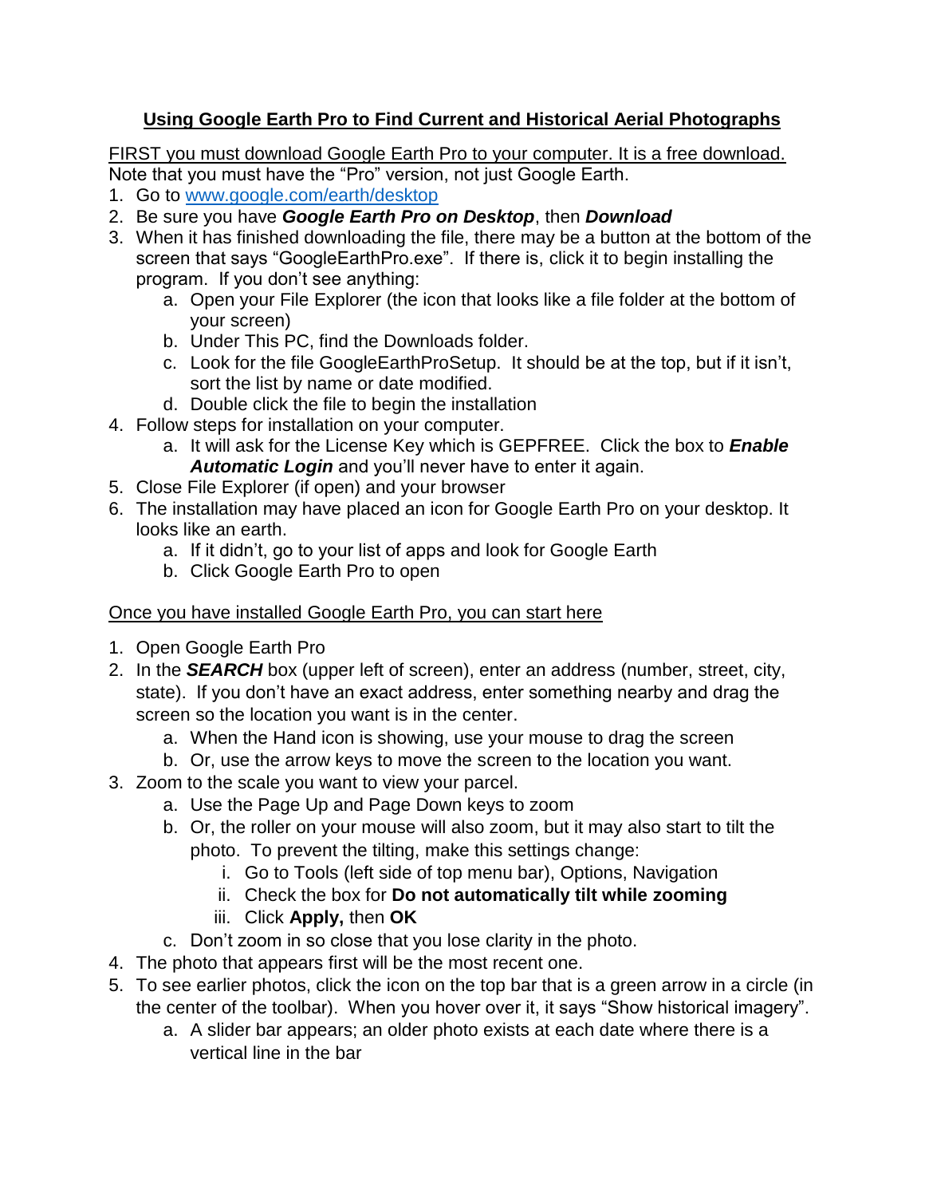# Using Google Earth Pro to Find Current and Historical Aerial Photographs

FIRST you must download Google Earth Pro to your computer. It is a free download.
Note that you must have the "Pro" version, not just Google Earth.

1. Go to [www.google.com/earth/desktop](www.google.com/earth/desktop)
2. Be sure you have ***Google Earth Pro on Desktop***, then ***Download***
3. When it has finished downloading the file, there may be a button at the bottom of the screen that says "GoogleEarthPro.exe". If there is, click it to begin installing the program. If you don't see anything:
    a. Open your File Explorer (the icon that looks like a file folder at the bottom of your screen)
    b. Under This PC, find the Downloads folder.
    c. Look for the file GoogleEarthProSetup. It should be at the top, but if it isn't, sort the list by name or date modified.
    d. Double click the file to begin the installation
4. Follow steps for installation on your computer.
    a. It will ask for the License Key which is GEPFREE. Click the box to ***Enable Automatic Login*** and you'll never have to enter it again.
5. Close File Explorer (if open) and your browser
6. The installation may have placed an icon for Google Earth Pro on your desktop. It looks like an earth.
    a. If it didn't, go to your list of apps and look for Google Earth
    b. Click Google Earth Pro to open

Once you have installed Google Earth Pro, you can start here

1. Open Google Earth Pro
2. In the ***SEARCH*** box (upper left of screen), enter an address (number, street, city, state). If you don't have an exact address, enter something nearby and drag the screen so the location you want is in the center.
    a. When the Hand icon is showing, use your mouse to drag the screen
    b. Or, use the arrow keys to move the screen to the location you want.
3. Zoom to the scale you want to view your parcel.
    a. Use the Page Up and Page Down keys to zoom
    b. Or, the roller on your mouse will also zoom, but it may also start to tilt the photo. To prevent the tilting, make this settings change:
        i. Go to Tools (left side of top menu bar), Options, Navigation
        ii. Check the box for **Do not automatically tilt while zooming**
        iii. Click **Apply,** then **OK**
    c. Don't zoom in so close that you lose clarity in the photo.
4. The photo that appears first will be the most recent one.
5. To see earlier photos, click the icon on the top bar that is a green arrow in a circle (in the center of the toolbar). When you hover over it, it says "Show historical imagery".
    a. A slider bar appears; an older photo exists at each date where there is a vertical line in the bar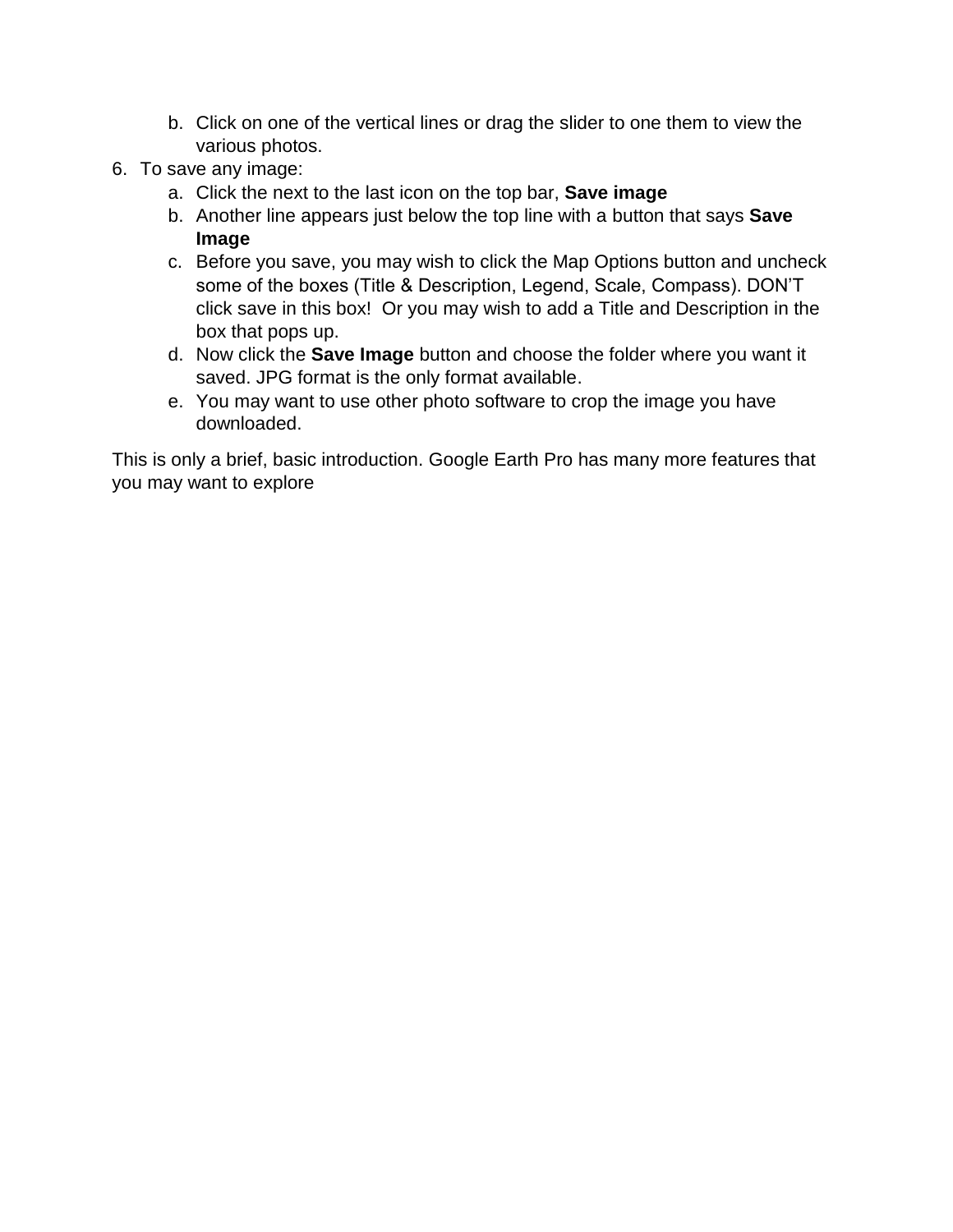b. Click on one of the vertical lines or drag the slider to one them to view the various photos.

6. To save any image:
   a. Click the next to the last icon on the top bar, **Save image**
   b. Another line appears just below the top line with a button that says **Save Image**
   c. Before you save, you may wish to click the Map Options button and uncheck some of the boxes (Title & Description, Legend, Scale, Compass). DON'T click save in this box! Or you may wish to add a Title and Description in the box that pops up.
   d. Now click the **Save Image** button and choose the folder where you want it saved. JPG format is the only format available.
   e. You may want to use other photo software to crop the image you have downloaded.

This is only a brief, basic introduction. Google Earth Pro has many more features that you may want to explore